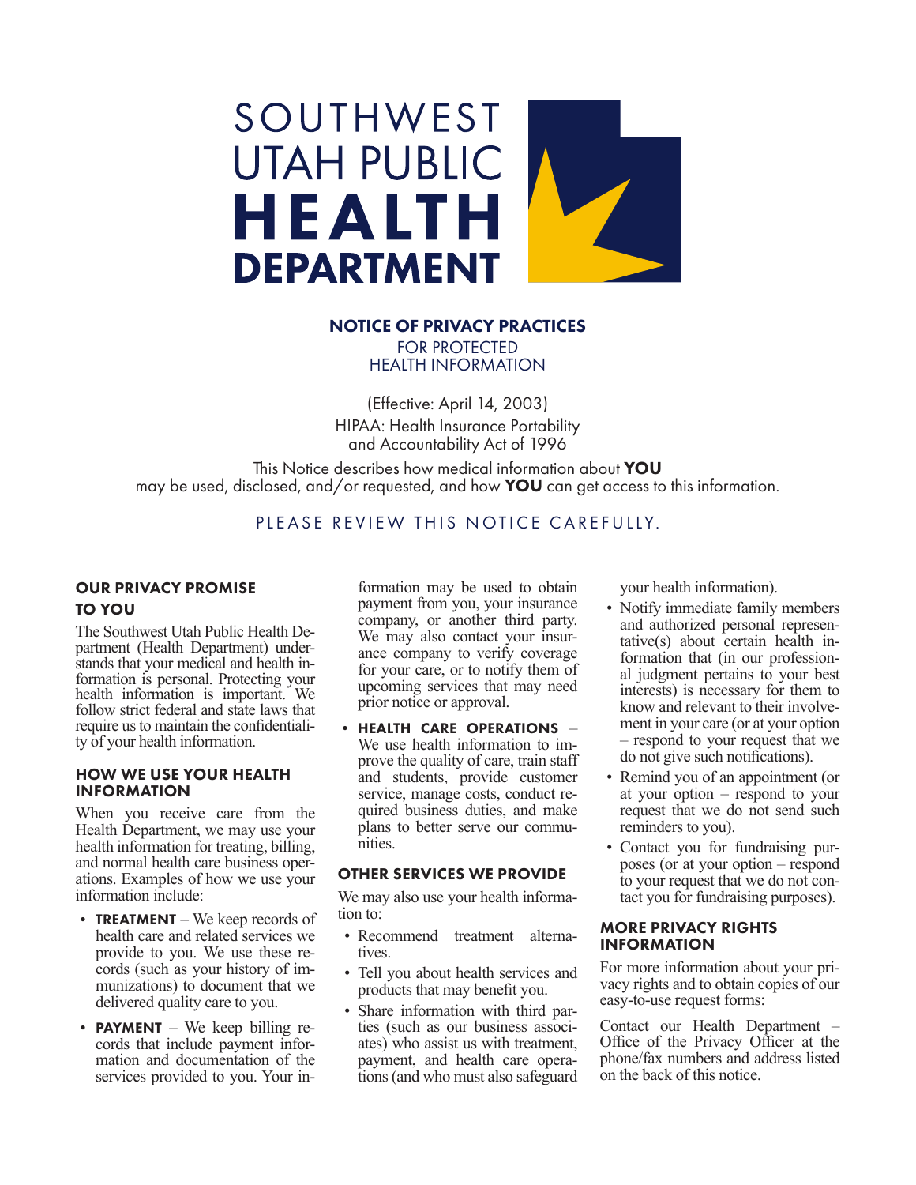# SOUTHWEST UTAH PUBLIC HEALTH DEPARTMENT

## NOTICE OF PRIVACY PRACTICES

FOR PROTECTED HEALTH INFORMATION

(Effective: April 14, 2003)
HIPAA: Health Insurance Portability and Accountability Act of 1996

This Notice describes how medical information about **YOU** may be used, disclosed, and/or requested, and how **YOU** can get access to this information.

PLEASE REVIEW THIS NOTICE CAREFULLY.

### OUR PRIVACY PROMISE TO YOU

The Southwest Utah Public Health Department (Health Department) understands that your medical and health information is personal. Protecting your health information is important. We follow strict federal and state laws that require us to maintain the confidentiality of your health information.

### HOW WE USE YOUR HEALTH INFORMATION

When you receive care from the Health Department, we may use your health information for treating, billing, and normal health care business operations. Examples of how we use your information include:

- **TREATMENT** – We keep records of health care and related services we provide to you. We use these records (such as your history of immunizations) to document that we delivered quality care to you.
- **PAYMENT** – We keep billing records that include payment information and documentation of the services provided to you. Your information may be used to obtain payment from you, your insurance company, or another third party. We may also contact your insurance company to verify coverage for your care, or to notify them of upcoming services that may need prior notice or approval.
- **HEALTH CARE OPERATIONS** – We use health information to improve the quality of care, train staff and students, provide customer service, manage costs, conduct required business duties, and make plans to better serve our communities.

### OTHER SERVICES WE PROVIDE

We may also use your health information to:

- Recommend treatment alternatives.
- Tell you about health services and products that may benefit you.
- Share information with third parties (such as our business associates) who assist us with treatment, payment, and health care operations (and who must also safeguard your health information).
- Notify immediate family members and authorized personal representative(s) about certain health information that (in our professional judgment pertains to your best interests) is necessary for them to know and relevant to their involvement in your care (or at your option – respond to your request that we do not give such notifications).
- Remind you of an appointment (or at your option – respond to your request that we do not send such reminders to you).
- Contact you for fundraising purposes (or at your option – respond to your request that we do not contact you for fundraising purposes).

### MORE PRIVACY RIGHTS INFORMATION

For more information about your privacy rights and to obtain copies of our easy-to-use request forms:

Contact our Health Department – Office of the Privacy Officer at the phone/fax numbers and address listed on the back of this notice.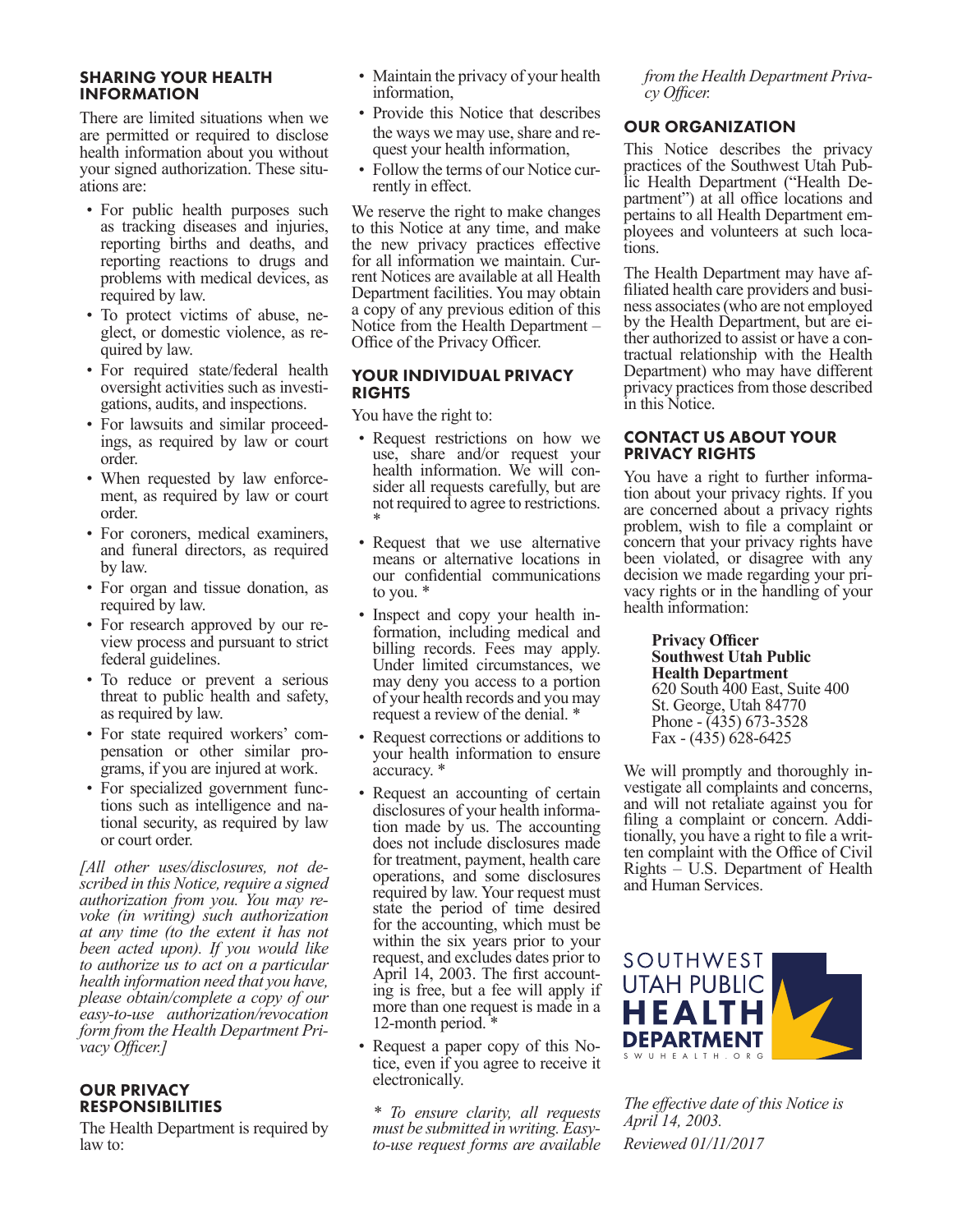## SHARING YOUR HEALTH INFORMATION

There are limited situations when we are permitted or required to disclose health information about you without your signed authorization. These situations are:

- For public health purposes such as tracking diseases and injuries, reporting births and deaths, and reporting reactions to drugs and problems with medical devices, as required by law.
- To protect victims of abuse, neglect, or domestic violence, as required by law.
- For required state/federal health oversight activities such as investigations, audits, and inspections.
- For lawsuits and similar proceedings, as required by law or court order.
- When requested by law enforcement, as required by law or court order.
- For coroners, medical examiners, and funeral directors, as required by law.
- For organ and tissue donation, as required by law.
- For research approved by our review process and pursuant to strict federal guidelines.
- To reduce or prevent a serious threat to public health and safety, as required by law.
- For state required workers' compensation or other similar programs, if you are injured at work.
- For specialized government functions such as intelligence and national security, as required by law or court order.

*[All other uses/disclosures, not described in this Notice, require a signed authorization from you. You may revoke (in writing) such authorization at any time (to the extent it has not been acted upon). If you would like to authorize us to act on a particular health information need that you have, please obtain/complete a copy of our easy-to-use authorization/revocation form from the Health Department Privacy Officer.]*

## OUR PRIVACY RESPONSIBILITIES

The Health Department is required by law to:

- Maintain the privacy of your health information,
- Provide this Notice that describes the ways we may use, share and request your health information,
- Follow the terms of our Notice currently in effect.

We reserve the right to make changes to this Notice at any time, and make the new privacy practices effective for all information we maintain. Current Notices are available at all Health Department facilities. You may obtain a copy of any previous edition of this Notice from the Health Department – Office of the Privacy Officer.

## YOUR INDIVIDUAL PRIVACY RIGHTS

You have the right to:

- Request restrictions on how we use, share and/or request your health information. We will consider all requests carefully, but are not required to agree to restrictions. *
- Request that we use alternative means or alternative locations in our confidential communications to you. *
- Inspect and copy your health information, including medical and billing records. Fees may apply. Under limited circumstances, we may deny you access to a portion of your health records and you may request a review of the denial. *
- Request corrections or additions to your health information to ensure accuracy. *
- Request an accounting of certain disclosures of your health information made by us. The accounting does not include disclosures made for treatment, payment, health care operations, and some disclosures required by law. Your request must state the period of time desired for the accounting, which must be within the six years prior to your request, and excludes dates prior to April 14, 2003. The first accounting is free, but a fee will apply if more than one request is made in a 12-month period. *
- Request a paper copy of this Notice, even if you agree to receive it electronically.

*\* To ensure clarity, all requests must be submitted in writing. Easy-to-use request forms are available from the Health Department Privacy Officer.*

## OUR ORGANIZATION

This Notice describes the privacy practices of the Southwest Utah Public Health Department ("Health Department") at all office locations and pertains to all Health Department employees and volunteers at such locations.

The Health Department may have affiliated health care providers and business associates (who are not employed by the Health Department, but are either authorized to assist or have a contractual relationship with the Health Department) who may have different privacy practices from those described in this Notice.

## CONTACT US ABOUT YOUR PRIVACY RIGHTS

You have a right to further information about your privacy rights. If you are concerned about a privacy rights problem, wish to file a complaint or concern that your privacy rights have been violated, or disagree with any decision we made regarding your privacy rights or in the handling of your health information:

**Privacy Officer**
**Southwest Utah Public Health Department**
620 South 400 East, Suite 400
St. George, Utah 84770
Phone - (435) 673-3528
Fax - (435) 628-6425

We will promptly and thoroughly investigate all complaints and concerns, and will not retaliate against you for filing a complaint or concern. Additionally, you have a right to file a written complaint with the Office of Civil Rights – U.S. Department of Health and Human Services.

SOUTHWEST UTAH PUBLIC HEALTH DEPARTMENT
SWUHEALTH.ORG

*The effective date of this Notice is April 14, 2003.*

*Reviewed 01/11/2017*